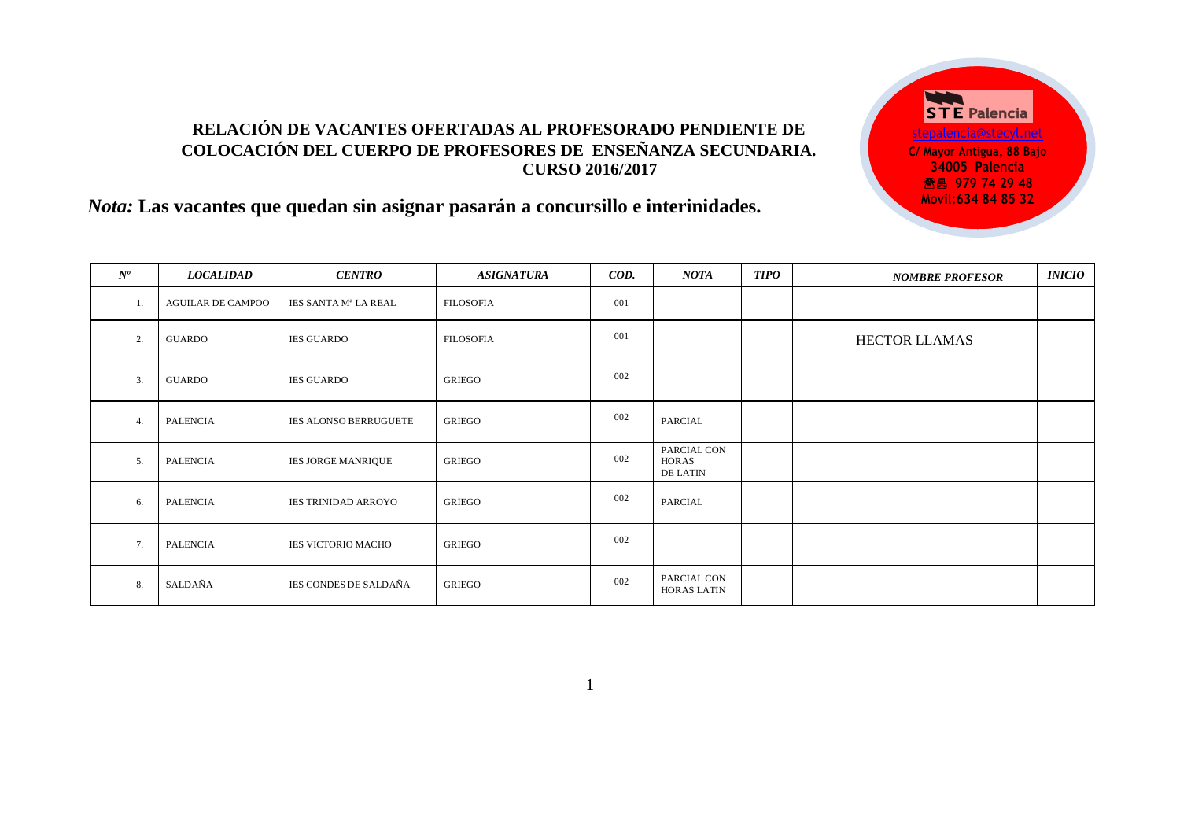**STE Palencia**
stepalencia@stecyl.net
C/ Mayor Antigua, 88 Bajo
34005 Palencia
☎ 979 74 29 48
Movil:634 84 85 32

## RELACIÓN DE VACANTES OFERTADAS AL PROFESORADO PENDIENTE DE COLOCACIÓN DEL CUERPO DE PROFESORES DE ENSEÑANZA SECUNDARIA. CURSO 2016/2017

***Nota:*** **Las vacantes que quedan sin asignar pasarán a concursillo e interinidades.**

| *Nº* | *LOCALIDAD* | *CENTRO* | *ASIGNATURA* | *COD.* | *NOTA* | *TIPO* | *NOMBRE PROFESOR* | *INICIO* |
|---|---|---|---|---|---|---|---|---|
| 1. | AGUILAR DE CAMPOO | IES SANTA Mª LA REAL | FILOSOFIA | 001 | | | | |
| 2. | GUARDO | IES GUARDO | FILOSOFIA | 001 | | | HECTOR LLAMAS | |
| 3. | GUARDO | IES GUARDO | GRIEGO | 002 | | | | |
| 4. | PALENCIA | IES ALONSO BERRUGUETE | GRIEGO | 002 | PARCIAL | | | |
| 5. | PALENCIA | IES JORGE MANRIQUE | GRIEGO | 002 | PARCIAL CON HORAS DE LATIN | | | |
| 6. | PALENCIA | IES TRINIDAD ARROYO | GRIEGO | 002 | PARCIAL | | | |
| 7. | PALENCIA | IES VICTORIO MACHO | GRIEGO | 002 | | | | |
| 8. | SALDAÑA | IES CONDES DE SALDAÑA | GRIEGO | 002 | PARCIAL CON HORAS LATIN | | | |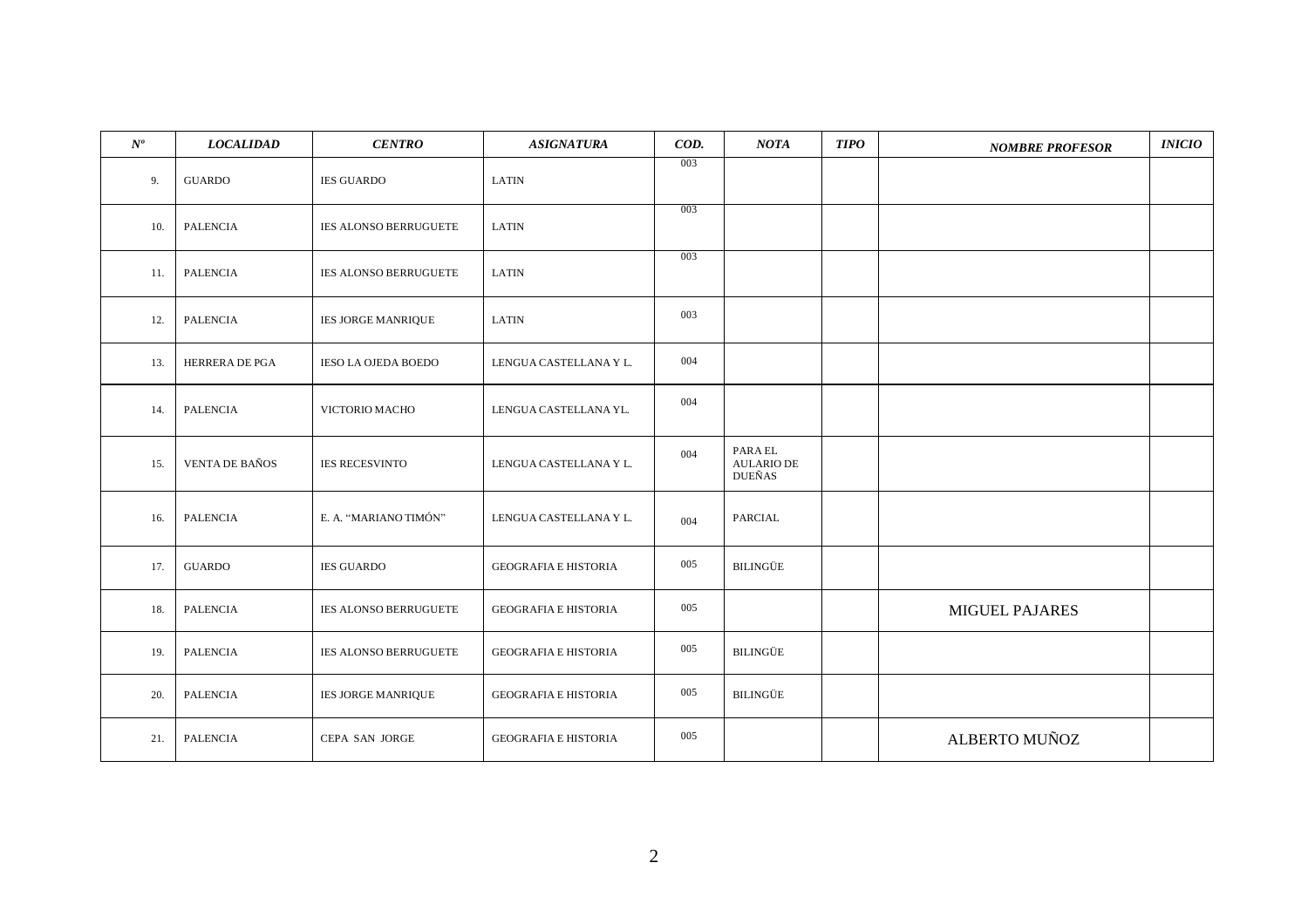| *Nº* | *LOCALIDAD* | *CENTRO* | *ASIGNATURA* | *COD.* | *NOTA* | *TIPO* | *NOMBRE PROFESOR* | *INICIO* |
|---|---|---|---|---|---|---|---|---|
| 9. | GUARDO | IES GUARDO | LATIN | 003 | | | | |
| 10. | PALENCIA | IES ALONSO BERRUGUETE | LATIN | 003 | | | | |
| 11. | PALENCIA | IES ALONSO BERRUGUETE | LATIN | 003 | | | | |
| 12. | PALENCIA | IES JORGE MANRIQUE | LATIN | 003 | | | | |
| 13. | HERRERA DE PGA | IESO LA OJEDA BOEDO | LENGUA CASTELLANA Y L. | 004 | | | | |
| 14. | PALENCIA | VICTORIO MACHO | LENGUA CASTELLANA YL. | 004 | | | | |
| 15. | VENTA DE BAÑOS | IES RECESVINTO | LENGUA CASTELLANA Y L. | 004 | PARA EL AULARIO DE DUEÑAS | | | |
| 16. | PALENCIA | E. A. "MARIANO TIMÓN" | LENGUA CASTELLANA Y L. | 004 | PARCIAL | | | |
| 17. | GUARDO | IES GUARDO | GEOGRAFIA E HISTORIA | 005 | BILINGÜE | | | |
| 18. | PALENCIA | IES ALONSO BERRUGUETE | GEOGRAFIA E HISTORIA | 005 | | | MIGUEL PAJARES | |
| 19. | PALENCIA | IES ALONSO BERRUGUETE | GEOGRAFIA E HISTORIA | 005 | BILINGÜE | | | |
| 20. | PALENCIA | IES JORGE MANRIQUE | GEOGRAFIA E HISTORIA | 005 | BILINGÜE | | | |
| 21. | PALENCIA | CEPA SAN JORGE | GEOGRAFIA E HISTORIA | 005 | | | ALBERTO MUÑOZ | |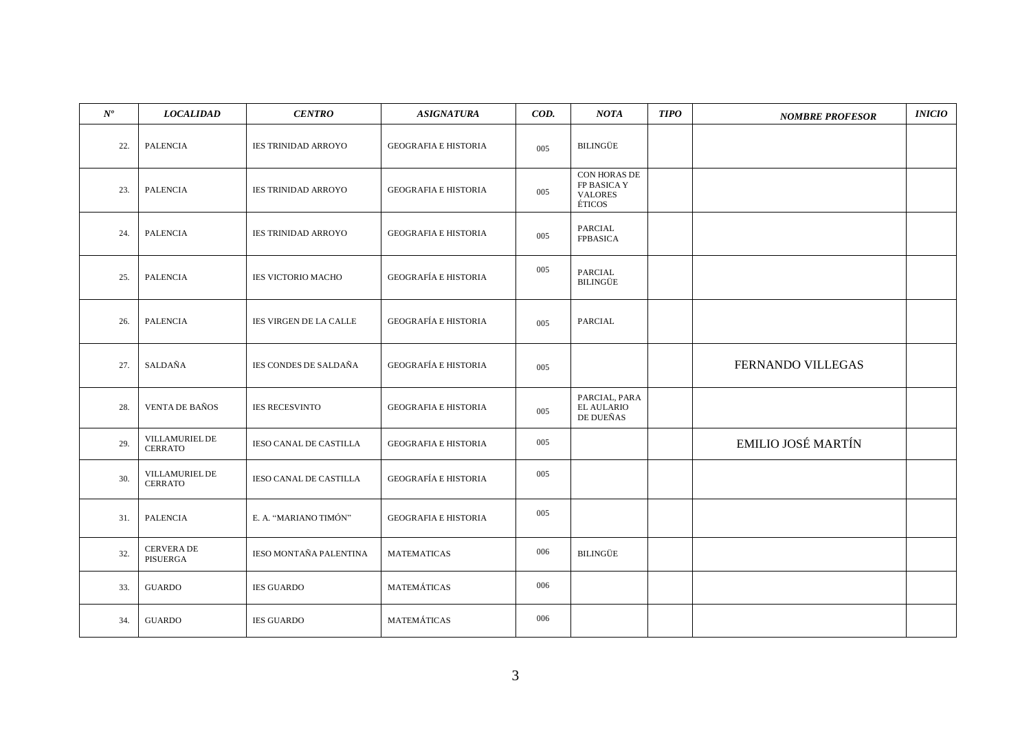| *Nº* | *LOCALIDAD* | *CENTRO* | *ASIGNATURA* | *COD.* | *NOTA* | *TIPO* | *NOMBRE PROFESOR* | *INICIO* |
|---|---|---|---|---|---|---|---|---|
| 22. | PALENCIA | IES TRINIDAD ARROYO | GEOGRAFIA E HISTORIA | 005 | BILINGÜE | | | |
| 23. | PALENCIA | IES TRINIDAD ARROYO | GEOGRAFIA E HISTORIA | 005 | CON HORAS DE FP BASICA Y VALORES ÉTICOS | | | |
| 24. | PALENCIA | IES TRINIDAD ARROYO | GEOGRAFIA E HISTORIA | 005 | PARCIAL FPBASICA | | | |
| 25. | PALENCIA | IES VICTORIO MACHO | GEOGRAFÍA E HISTORIA | 005 | PARCIAL BILINGÜE | | | |
| 26. | PALENCIA | IES VIRGEN DE LA CALLE | GEOGRAFÍA E HISTORIA | 005 | PARCIAL | | | |
| 27. | SALDAÑA | IES CONDES DE SALDAÑA | GEOGRAFÍA E HISTORIA | 005 | | | FERNANDO VILLEGAS | |
| 28. | VENTA DE BAÑOS | IES RECESVINTO | GEOGRAFIA E HISTORIA | 005 | PARCIAL, PARA EL AULARIO DE DUEÑAS | | | |
| 29. | VILLAMURIEL DE CERRATO | IESO CANAL DE CASTILLA | GEOGRAFIA E HISTORIA | 005 | | | EMILIO JOSÉ MARTÍN | |
| 30. | VILLAMURIEL DE CERRATO | IESO CANAL DE CASTILLA | GEOGRAFÍA E HISTORIA | 005 | | | | |
| 31. | PALENCIA | E. A. "MARIANO TIMÓN" | GEOGRAFIA E HISTORIA | 005 | | | | |
| 32. | CERVERA DE PISUERGA | IESO MONTAÑA PALENTINA | MATEMATICAS | 006 | BILINGÜE | | | |
| 33. | GUARDO | IES GUARDO | MATEMÁTICAS | 006 | | | | |
| 34. | GUARDO | IES GUARDO | MATEMÁTICAS | 006 | | | | |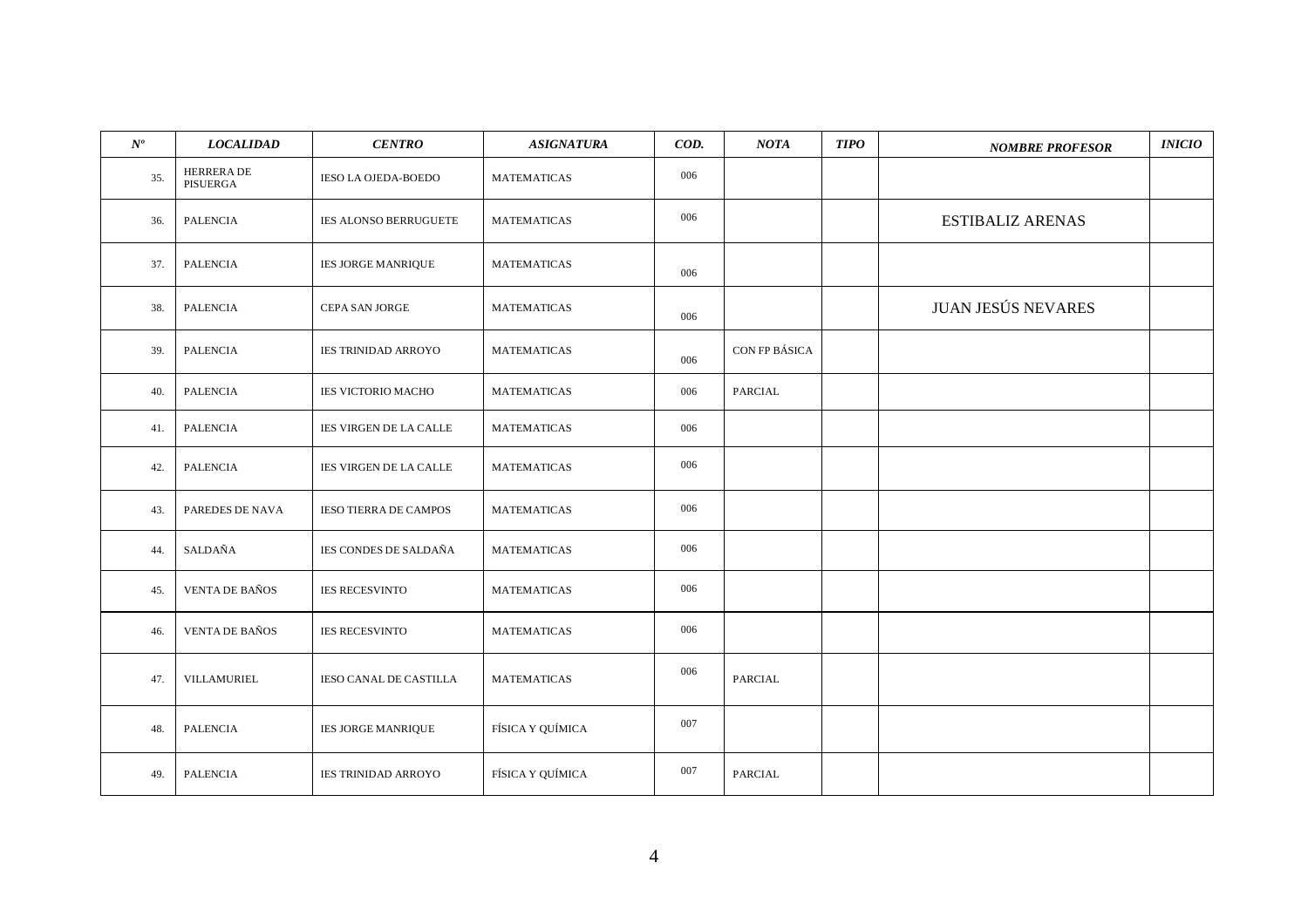| *Nº* | *LOCALIDAD* | *CENTRO* | *ASIGNATURA* | *COD.* | *NOTA* | *TIPO* | *NOMBRE PROFESOR* | *INICIO* |
|---|---|---|---|---|---|---|---|---|
| 35. | HERRERA DE PISUERGA | IESO LA OJEDA-BOEDO | MATEMATICAS | 006 | | | | |
| 36. | PALENCIA | IES ALONSO BERRUGUETE | MATEMATICAS | 006 | | | ESTIBALIZ ARENAS | |
| 37. | PALENCIA | IES JORGE MANRIQUE | MATEMATICAS | 006 | | | | |
| 38. | PALENCIA | CEPA SAN JORGE | MATEMATICAS | 006 | | | JUAN JESÚS NEVARES | |
| 39. | PALENCIA | IES TRINIDAD ARROYO | MATEMATICAS | 006 | CON FP BÁSICA | | | |
| 40. | PALENCIA | IES VICTORIO MACHO | MATEMATICAS | 006 | PARCIAL | | | |
| 41. | PALENCIA | IES VIRGEN DE LA CALLE | MATEMATICAS | 006 | | | | |
| 42. | PALENCIA | IES VIRGEN DE LA CALLE | MATEMATICAS | 006 | | | | |
| 43. | PAREDES DE NAVA | IESO TIERRA DE CAMPOS | MATEMATICAS | 006 | | | | |
| 44. | SALDAÑA | IES CONDES DE SALDAÑA | MATEMATICAS | 006 | | | | |
| 45. | VENTA DE BAÑOS | IES RECESVINTO | MATEMATICAS | 006 | | | | |
| 46. | VENTA DE BAÑOS | IES RECESVINTO | MATEMATICAS | 006 | | | | |
| 47. | VILLAMURIEL | IESO CANAL DE CASTILLA | MATEMATICAS | 006 | PARCIAL | | | |
| 48. | PALENCIA | IES JORGE MANRIQUE | FÍSICA Y QUÍMICA | 007 | | | | |
| 49. | PALENCIA | IES TRINIDAD ARROYO | FÍSICA Y QUÍMICA | 007 | PARCIAL | | | |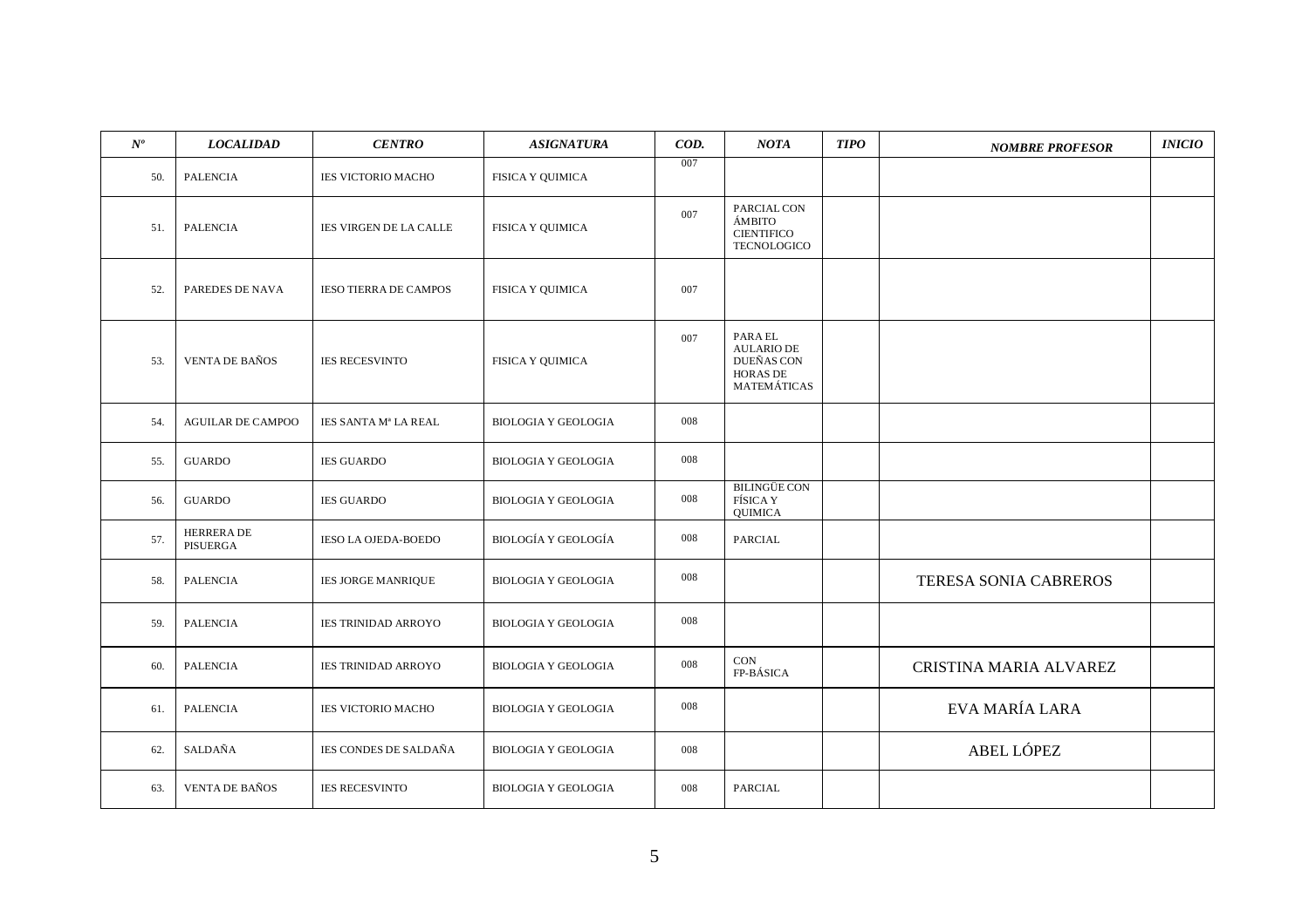| *Nº* | *LOCALIDAD* | *CENTRO* | *ASIGNATURA* | *COD.* | *NOTA* | *TIPO* | *NOMBRE PROFESOR* | *INICIO* |
|---|---|---|---|---|---|---|---|---|
| 50. | PALENCIA | IES VICTORIO MACHO | FISICA Y QUIMICA | 007 | | | | |
| 51. | PALENCIA | IES VIRGEN DE LA CALLE | FISICA Y QUIMICA | 007 | PARCIAL CON ÁMBITO CIENTIFICO TECNOLOGICO | | | |
| 52. | PAREDES DE NAVA | IESO TIERRA DE CAMPOS | FISICA Y QUIMICA | 007 | | | | |
| 53. | VENTA DE BAÑOS | IES RECESVINTO | FISICA Y QUIMICA | 007 | PARA EL AULARIO DE DUEÑAS CON HORAS DE MATEMÁTICAS | | | |
| 54. | AGUILAR DE CAMPOO | IES SANTA Mª LA REAL | BIOLOGIA Y GEOLOGIA | 008 | | | | |
| 55. | GUARDO | IES GUARDO | BIOLOGIA Y GEOLOGIA | 008 | | | | |
| 56. | GUARDO | IES GUARDO | BIOLOGIA Y GEOLOGIA | 008 | BILINGÜE CON FÍSICA Y QUIMICA | | | |
| 57. | HERRERA DE PISUERGA | IESO LA OJEDA-BOEDO | BIOLOGÍA Y GEOLOGÍA | 008 | PARCIAL | | | |
| 58. | PALENCIA | IES JORGE MANRIQUE | BIOLOGIA Y GEOLOGIA | 008 | | | TERESA SONIA CABREROS | |
| 59. | PALENCIA | IES TRINIDAD ARROYO | BIOLOGIA Y GEOLOGIA | 008 | | | | |
| 60. | PALENCIA | IES TRINIDAD ARROYO | BIOLOGIA Y GEOLOGIA | 008 | CON FP-BÁSICA | | CRISTINA MARIA ALVAREZ | |
| 61. | PALENCIA | IES VICTORIO MACHO | BIOLOGIA Y GEOLOGIA | 008 | | | EVA MARÍA LARA | |
| 62. | SALDAÑA | IES CONDES DE SALDAÑA | BIOLOGIA Y GEOLOGIA | 008 | | | ABEL LÓPEZ | |
| 63. | VENTA DE BAÑOS | IES RECESVINTO | BIOLOGIA Y GEOLOGIA | 008 | PARCIAL | | | |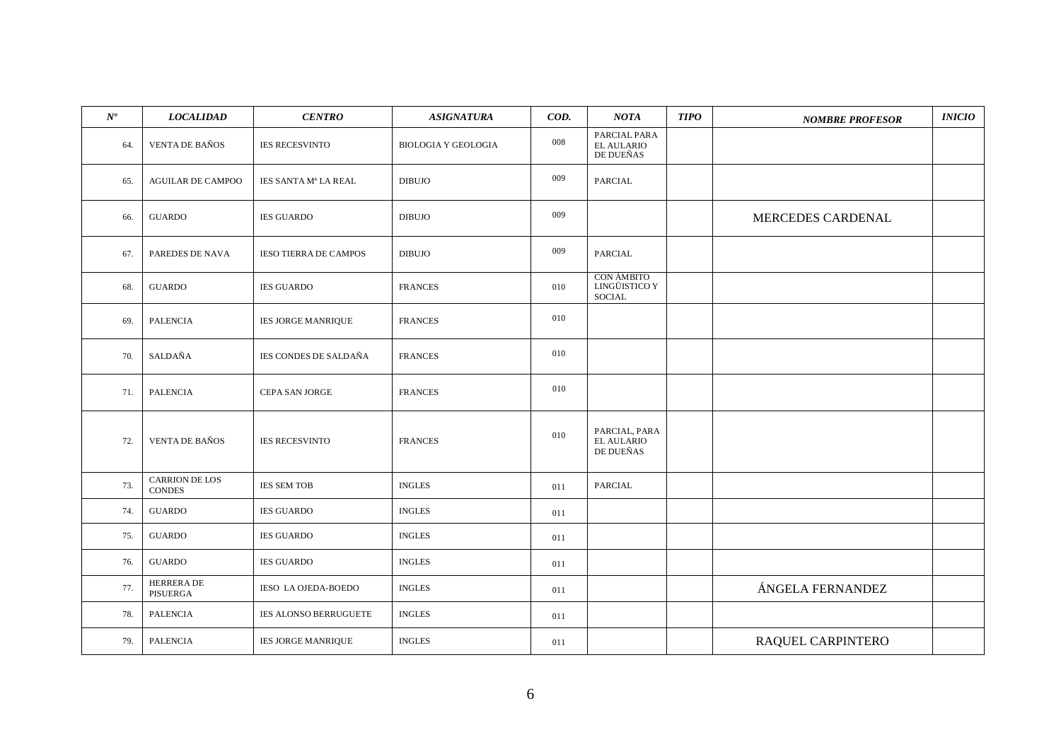| *Nº* | *LOCALIDAD* | *CENTRO* | *ASIGNATURA* | *COD.* | *NOTA* | *TIPO* | *NOMBRE PROFESOR* | *INICIO* |
|---|---|---|---|---|---|---|---|---|
| 64. | VENTA DE BAÑOS | IES RECESVINTO | BIOLOGIA Y GEOLOGIA | 008 | PARCIAL PARA EL AULARIO DE DUEÑAS | | | |
| 65. | AGUILAR DE CAMPOO | IES SANTA Mª LA REAL | DIBUJO | 009 | PARCIAL | | | |
| 66. | GUARDO | IES GUARDO | DIBUJO | 009 | | | MERCEDES CARDENAL | |
| 67. | PAREDES DE NAVA | IESO TIERRA DE CAMPOS | DIBUJO | 009 | PARCIAL | | | |
| 68. | GUARDO | IES GUARDO | FRANCES | 010 | CON ÁMBITO LINGÜISTICO Y SOCIAL | | | |
| 69. | PALENCIA | IES JORGE MANRIQUE | FRANCES | 010 | | | | |
| 70. | SALDAÑA | IES CONDES DE SALDAÑA | FRANCES | 010 | | | | |
| 71. | PALENCIA | CEPA SAN JORGE | FRANCES | 010 | | | | |
| 72. | VENTA DE BAÑOS | IES RECESVINTO | FRANCES | 010 | PARCIAL, PARA EL AULARIO DE DUEÑAS | | | |
| 73. | CARRION DE LOS CONDES | IES SEM TOB | INGLES | 011 | PARCIAL | | | |
| 74. | GUARDO | IES GUARDO | INGLES | 011 | | | | |
| 75. | GUARDO | IES GUARDO | INGLES | 011 | | | | |
| 76. | GUARDO | IES GUARDO | INGLES | 011 | | | | |
| 77. | HERRERA DE PISUERGA | IESO LA OJEDA-BOEDO | INGLES | 011 | | | ÁNGELA FERNANDEZ | |
| 78. | PALENCIA | IES ALONSO BERRUGUETE | INGLES | 011 | | | | |
| 79. | PALENCIA | IES JORGE MANRIQUE | INGLES | 011 | | | RAQUEL CARPINTERO | |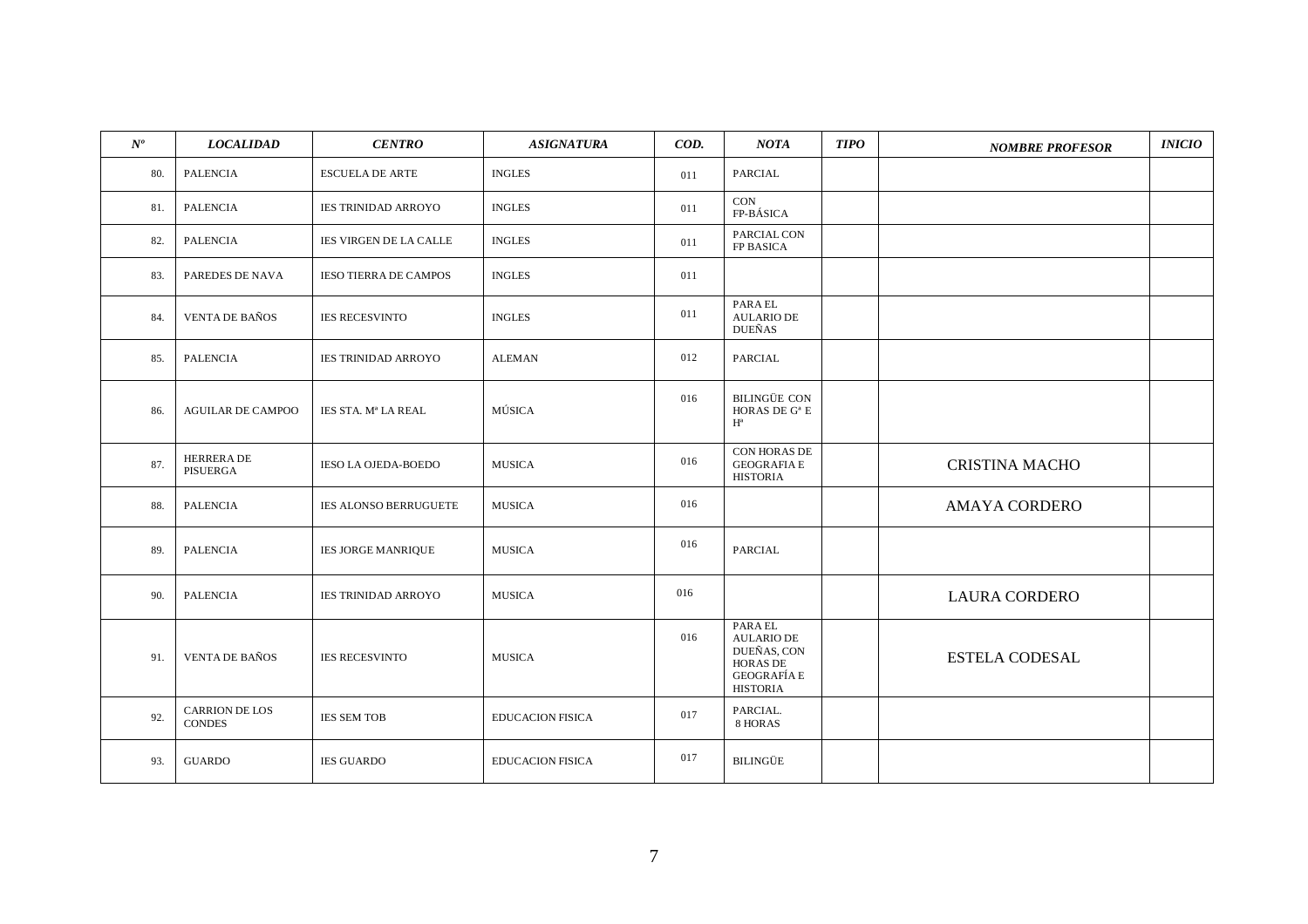| *Nº* | *LOCALIDAD* | *CENTRO* | *ASIGNATURA* | *COD.* | *NOTA* | *TIPO* | *NOMBRE PROFESOR* | *INICIO* |
|---|---|---|---|---|---|---|---|---|
| 80. | PALENCIA | ESCUELA DE ARTE | INGLES | 011 | PARCIAL | | | |
| 81. | PALENCIA | IES TRINIDAD ARROYO | INGLES | 011 | CON FP-BÁSICA | | | |
| 82. | PALENCIA | IES VIRGEN DE LA CALLE | INGLES | 011 | PARCIAL CON FP BASICA | | | |
| 83. | PAREDES DE NAVA | IESO TIERRA DE CAMPOS | INGLES | 011 | | | | |
| 84. | VENTA DE BAÑOS | IES RECESVINTO | INGLES | 011 | PARA EL AULARIO DE DUEÑAS | | | |
| 85. | PALENCIA | IES TRINIDAD ARROYO | ALEMAN | 012 | PARCIAL | | | |
| 86. | AGUILAR DE CAMPOO | IES STA. Mª LA REAL | MÚSICA | 016 | BILINGÜE CON HORAS DE Gª E Hª | | | |
| 87. | HERRERA DE PISUERGA | IESO LA OJEDA-BOEDO | MUSICA | 016 | CON HORAS DE GEOGRAFIA E HISTORIA | | CRISTINA MACHO | |
| 88. | PALENCIA | IES ALONSO BERRUGUETE | MUSICA | 016 | | | AMAYA CORDERO | |
| 89. | PALENCIA | IES JORGE MANRIQUE | MUSICA | 016 | PARCIAL | | | |
| 90. | PALENCIA | IES TRINIDAD ARROYO | MUSICA | 016 | | | LAURA CORDERO | |
| 91. | VENTA DE BAÑOS | IES RECESVINTO | MUSICA | 016 | PARA EL AULARIO DE DUEÑAS, CON HORAS DE GEOGRAFÍA E HISTORIA | | ESTELA CODESAL | |
| 92. | CARRION DE LOS CONDES | IES SEM TOB | EDUCACION FISICA | 017 | PARCIAL. 8 HORAS | | | |
| 93. | GUARDO | IES GUARDO | EDUCACION FISICA | 017 | BILINGÜE | | | |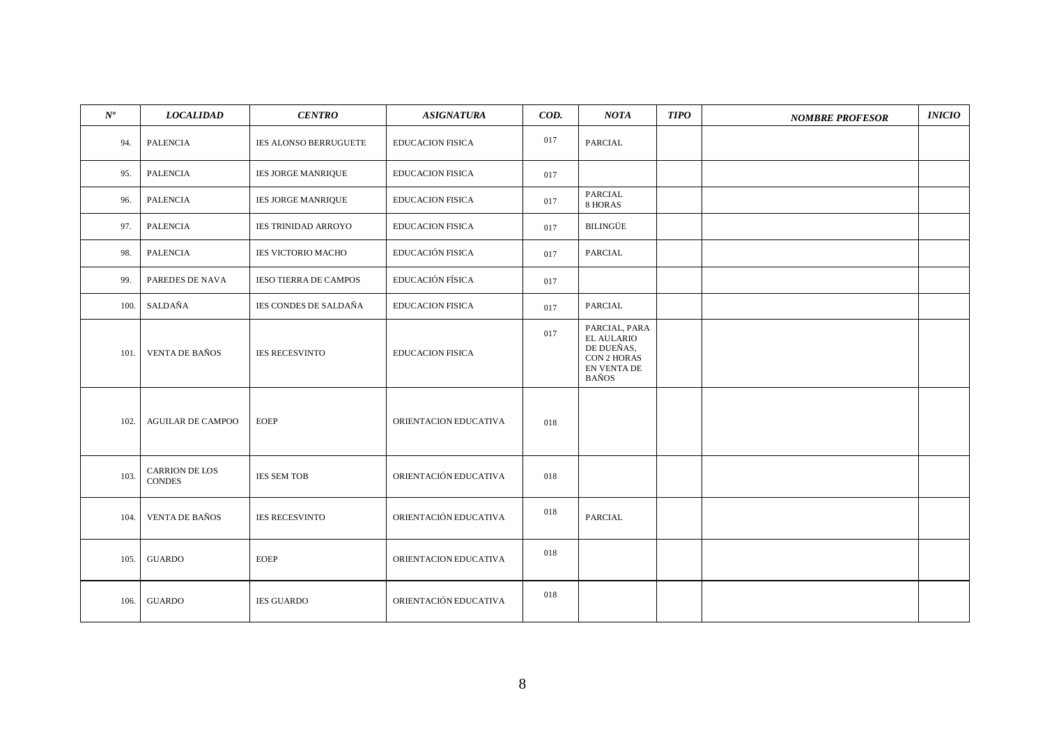| *Nº* | *LOCALIDAD* | *CENTRO* | *ASIGNATURA* | *COD.* | *NOTA* | *TIPO* | *NOMBRE PROFESOR* | *INICIO* |
|---|---|---|---|---|---|---|---|---|
| 94. | PALENCIA | IES ALONSO BERRUGUETE | EDUCACION FISICA | 017 | PARCIAL | | | |
| 95. | PALENCIA | IES JORGE MANRIQUE | EDUCACION FISICA | 017 | | | | |
| 96. | PALENCIA | IES JORGE MANRIQUE | EDUCACION FISICA | 017 | PARCIAL 8 HORAS | | | |
| 97. | PALENCIA | IES TRINIDAD ARROYO | EDUCACION FISICA | 017 | BILINGÜE | | | |
| 98. | PALENCIA | IES VICTORIO MACHO | EDUCACIÓN FISICA | 017 | PARCIAL | | | |
| 99. | PAREDES DE NAVA | IESO TIERRA DE CAMPOS | EDUCACIÓN FÍSICA | 017 | | | | |
| 100. | SALDAÑA | IES CONDES DE SALDAÑA | EDUCACION FISICA | 017 | PARCIAL | | | |
| 101. | VENTA DE BAÑOS | IES RECESVINTO | EDUCACION FISICA | 017 | PARCIAL, PARA EL AULARIO DE DUEÑAS, CON 2 HORAS EN VENTA DE BAÑOS | | | |
| 102. | AGUILAR DE CAMPOO | EOEP | ORIENTACION EDUCATIVA | 018 | | | | |
| 103. | CARRION DE LOS CONDES | IES SEM TOB | ORIENTACIÓN EDUCATIVA | 018 | | | | |
| 104. | VENTA DE BAÑOS | IES RECESVINTO | ORIENTACIÓN EDUCATIVA | 018 | PARCIAL | | | |
| 105. | GUARDO | EOEP | ORIENTACION EDUCATIVA | 018 | | | | |
| 106. | GUARDO | IES GUARDO | ORIENTACIÓN EDUCATIVA | 018 | | | | |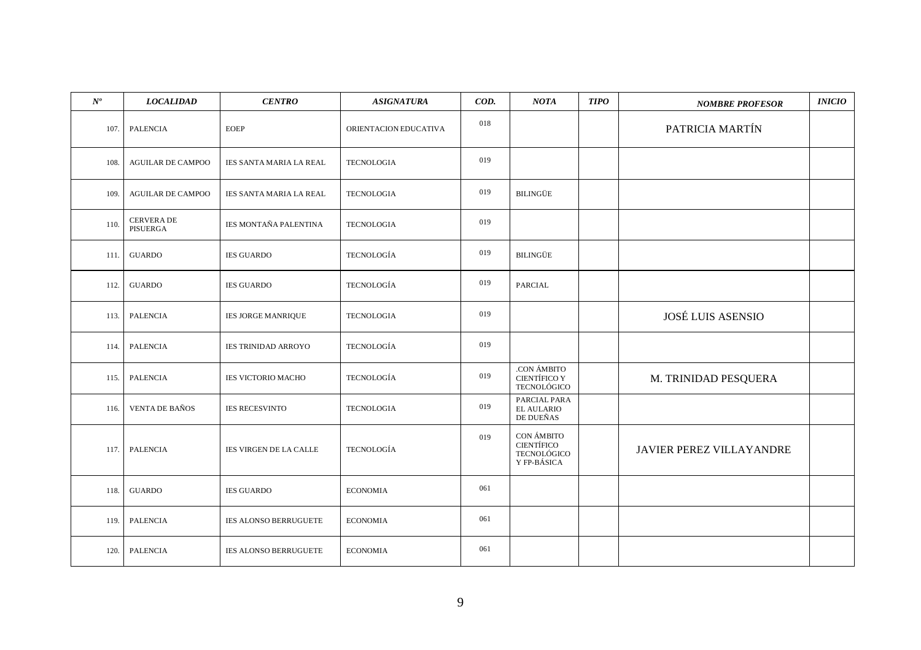| *Nº* | *LOCALIDAD* | *CENTRO* | *ASIGNATURA* | *COD.* | *NOTA* | *TIPO* | *NOMBRE PROFESOR* | *INICIO* |
|---|---|---|---|---|---|---|---|---|
| 107. | PALENCIA | EOEP | ORIENTACION EDUCATIVA | 018 | | | PATRICIA MARTÍN | |
| 108. | AGUILAR DE CAMPOO | IES SANTA MARIA LA REAL | TECNOLOGIA | 019 | | | | |
| 109. | AGUILAR DE CAMPOO | IES SANTA MARIA LA REAL | TECNOLOGIA | 019 | BILINGÜE | | | |
| 110. | CERVERA DE PISUERGA | IES MONTAÑA PALENTINA | TECNOLOGIA | 019 | | | | |
| 111. | GUARDO | IES GUARDO | TECNOLOGÍA | 019 | BILINGÜE | | | |
| 112. | GUARDO | IES GUARDO | TECNOLOGÍA | 019 | PARCIAL | | | |
| 113. | PALENCIA | IES JORGE MANRIQUE | TECNOLOGIA | 019 | | | JOSÉ LUIS ASENSIO | |
| 114. | PALENCIA | IES TRINIDAD ARROYO | TECNOLOGÍA | 019 | | | | |
| 115. | PALENCIA | IES VICTORIO MACHO | TECNOLOGÍA | 019 | .CON ÁMBITO CIENTÍFICO Y TECNOLÓGICO | | M. TRINIDAD PESQUERA | |
| 116. | VENTA DE BAÑOS | IES RECESVINTO | TECNOLOGIA | 019 | PARCIAL PARA EL AULARIO DE DUEÑAS | | | |
| 117. | PALENCIA | IES VIRGEN DE LA CALLE | TECNOLOGÍA | 019 | CON ÁMBITO CIENTÍFICO TECNOLÓGICO Y FP-BÁSICA | | JAVIER PEREZ VILLAYANDRE | |
| 118. | GUARDO | IES GUARDO | ECONOMIA | 061 | | | | |
| 119. | PALENCIA | IES ALONSO BERRUGUETE | ECONOMIA | 061 | | | | |
| 120. | PALENCIA | IES ALONSO BERRUGUETE | ECONOMIA | 061 | | | | |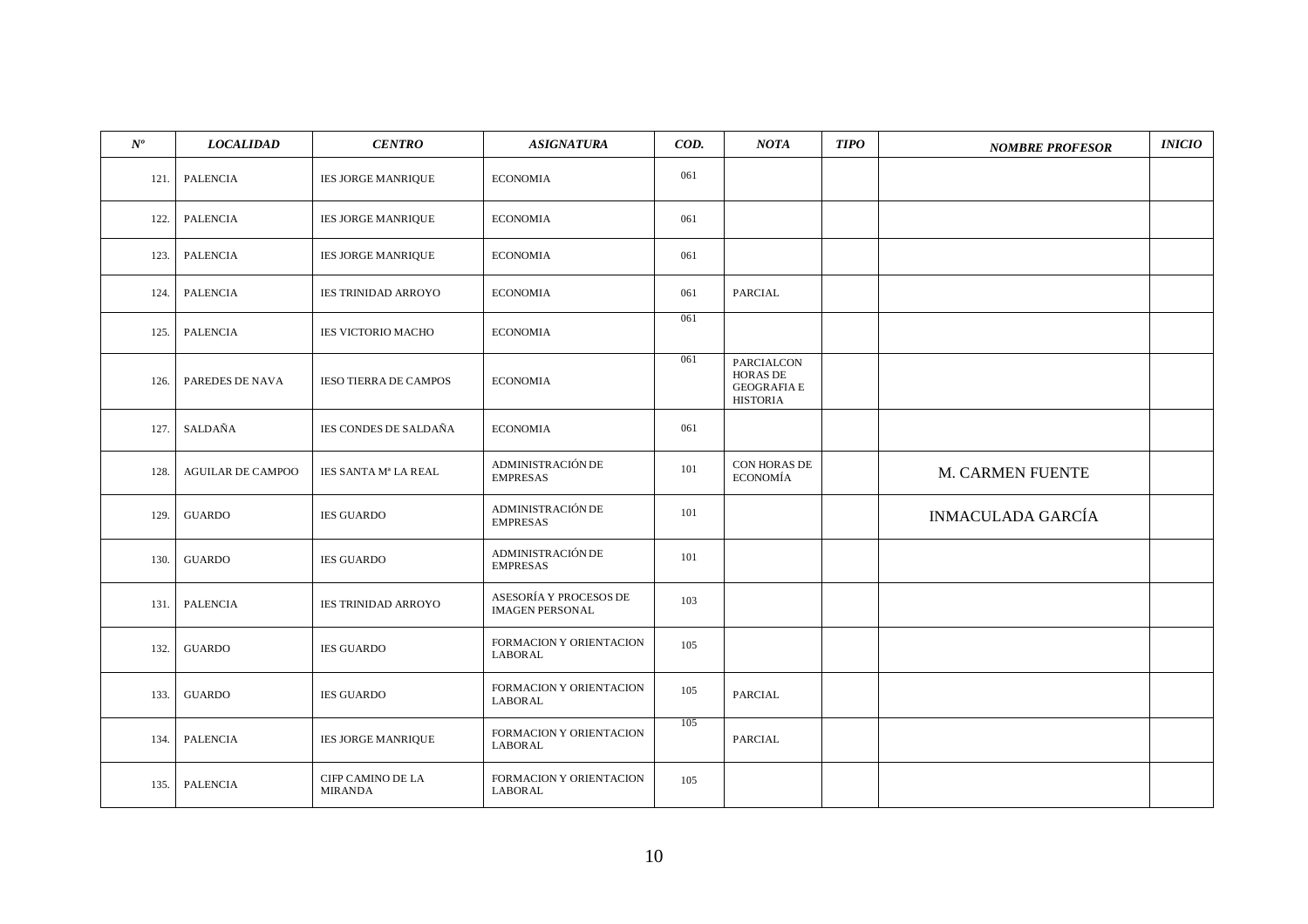| *Nº* | *LOCALIDAD* | *CENTRO* | *ASIGNATURA* | *COD.* | *NOTA* | *TIPO* | *NOMBRE PROFESOR* | *INICIO* |
|---|---|---|---|---|---|---|---|---|
| 121. | PALENCIA | IES JORGE MANRIQUE | ECONOMIA | 061 | | | | |
| 122. | PALENCIA | IES JORGE MANRIQUE | ECONOMIA | 061 | | | | |
| 123. | PALENCIA | IES JORGE MANRIQUE | ECONOMIA | 061 | | | | |
| 124. | PALENCIA | IES TRINIDAD ARROYO | ECONOMIA | 061 | PARCIAL | | | |
| 125. | PALENCIA | IES VICTORIO MACHO | ECONOMIA | 061 | | | | |
| 126. | PAREDES DE NAVA | IESO TIERRA DE CAMPOS | ECONOMIA | 061 | PARCIALCON HORAS DE GEOGRAFIA E HISTORIA | | | |
| 127. | SALDAÑA | IES CONDES DE SALDAÑA | ECONOMIA | 061 | | | | |
| 128. | AGUILAR DE CAMPOO | IES SANTA Mª LA REAL | ADMINISTRACIÓN DE EMPRESAS | 101 | CON HORAS DE ECONOMÍA | | M. CARMEN FUENTE | |
| 129. | GUARDO | IES GUARDO | ADMINISTRACIÓN DE EMPRESAS | 101 | | | INMACULADA GARCÍA | |
| 130. | GUARDO | IES GUARDO | ADMINISTRACIÓN DE EMPRESAS | 101 | | | | |
| 131. | PALENCIA | IES TRINIDAD ARROYO | ASESORÍA Y PROCESOS DE IMAGEN PERSONAL | 103 | | | | |
| 132. | GUARDO | IES GUARDO | FORMACION Y ORIENTACION LABORAL | 105 | | | | |
| 133. | GUARDO | IES GUARDO | FORMACION Y ORIENTACION LABORAL | 105 | PARCIAL | | | |
| 134. | PALENCIA | IES JORGE MANRIQUE | FORMACION Y ORIENTACION LABORAL | 105 | PARCIAL | | | |
| 135. | PALENCIA | CIFP CAMINO DE LA MIRANDA | FORMACION Y ORIENTACION LABORAL | 105 | | | | |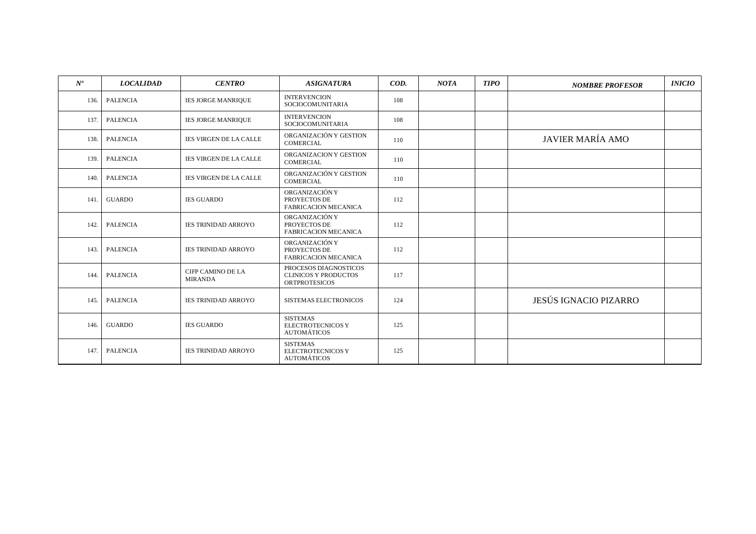| *Nº* | *LOCALIDAD* | *CENTRO* | *ASIGNATURA* | *COD.* | *NOTA* | *TIPO* | *NOMBRE PROFESOR* | *INICIO* |
|---|---|---|---|---|---|---|---|---|
| 136. | PALENCIA | IES JORGE MANRIQUE | INTERVENCION SOCIOCOMUNITARIA | 108 | | | | |
| 137. | PALENCIA | IES JORGE MANRIQUE | INTERVENCION SOCIOCOMUNITARIA | 108 | | | | |
| 138. | PALENCIA | IES VIRGEN DE LA CALLE | ORGANIZACIÓN Y GESTION COMERCIAL | 110 | | | JAVIER MARÍA AMO | |
| 139. | PALENCIA | IES VIRGEN DE LA CALLE | ORGANIZACION Y GESTION COMERCIAL | 110 | | | | |
| 140. | PALENCIA | IES VIRGEN DE LA CALLE | ORGANIZACIÓN Y GESTION COMERCIAL | 110 | | | | |
| 141. | GUARDO | IES GUARDO | ORGANIZACIÓN Y PROYECTOS DE FABRICACION MECANICA | 112 | | | | |
| 142. | PALENCIA | IES TRINIDAD ARROYO | ORGANIZACIÓN Y PROYECTOS DE FABRICACION MECANICA | 112 | | | | |
| 143. | PALENCIA | IES TRINIDAD ARROYO | ORGANIZACIÓN Y PROYECTOS DE FABRICACION MECANICA | 112 | | | | |
| 144. | PALENCIA | CIFP CAMINO DE LA MIRANDA | PROCESOS DIAGNOSTICOS CLINICOS Y PRODUCTOS ORTPROTESICOS | 117 | | | | |
| 145. | PALENCIA | IES TRINIDAD ARROYO | SISTEMAS ELECTRONICOS | 124 | | | JESÚS IGNACIO PIZARRO | |
| 146. | GUARDO | IES GUARDO | SISTEMAS ELECTROTECNICOS Y AUTOMÁTICOS | 125 | | | | |
| 147. | PALENCIA | IES TRINIDAD ARROYO | SISTEMAS ELECTROTECNICOS Y AUTOMÁTICOS | 125 | | | | |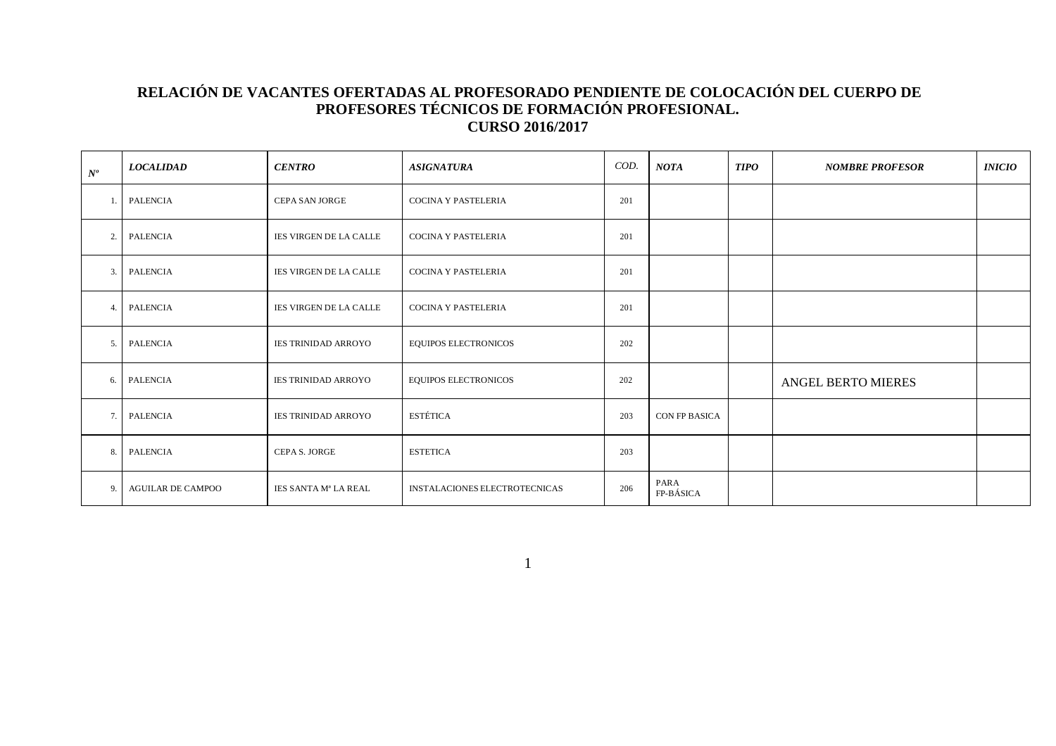**RELACIÓN DE VACANTES OFERTADAS AL PROFESORADO PENDIENTE DE COLOCACIÓN DEL CUERPO DE PROFESORES TÉCNICOS DE FORMACIÓN PROFESIONAL.**
**CURSO 2016/2017**

| *Nº* | *LOCALIDAD* | *CENTRO* | *ASIGNATURA* | COD. | *NOTA* | *TIPO* | *NOMBRE PROFESOR* | *INICIO* |
|---|---|---|---|---|---|---|---|---|
| 1. | PALENCIA | CEPA SAN JORGE | COCINA Y PASTELERIA | 201 | | | | |
| 2. | PALENCIA | IES VIRGEN DE LA CALLE | COCINA Y PASTELERIA | 201 | | | | |
| 3. | PALENCIA | IES VIRGEN DE LA CALLE | COCINA Y PASTELERIA | 201 | | | | |
| 4. | PALENCIA | IES VIRGEN DE LA CALLE | COCINA Y PASTELERIA | 201 | | | | |
| 5. | PALENCIA | IES TRINIDAD ARROYO | EQUIPOS ELECTRONICOS | 202 | | | | |
| 6. | PALENCIA | IES TRINIDAD ARROYO | EQUIPOS ELECTRONICOS | 202 | | | ANGEL BERTO MIERES | |
| 7. | PALENCIA | IES TRINIDAD ARROYO | ESTÉTICA | 203 | CON FP BASICA | | | |
| 8. | PALENCIA | CEPA S. JORGE | ESTETICA | 203 | | | | |
| 9. | AGUILAR DE CAMPOO | IES SANTA Mª LA REAL | INSTALACIONES ELECTROTECNICAS | 206 | PARA FP-BÁSICA | | | |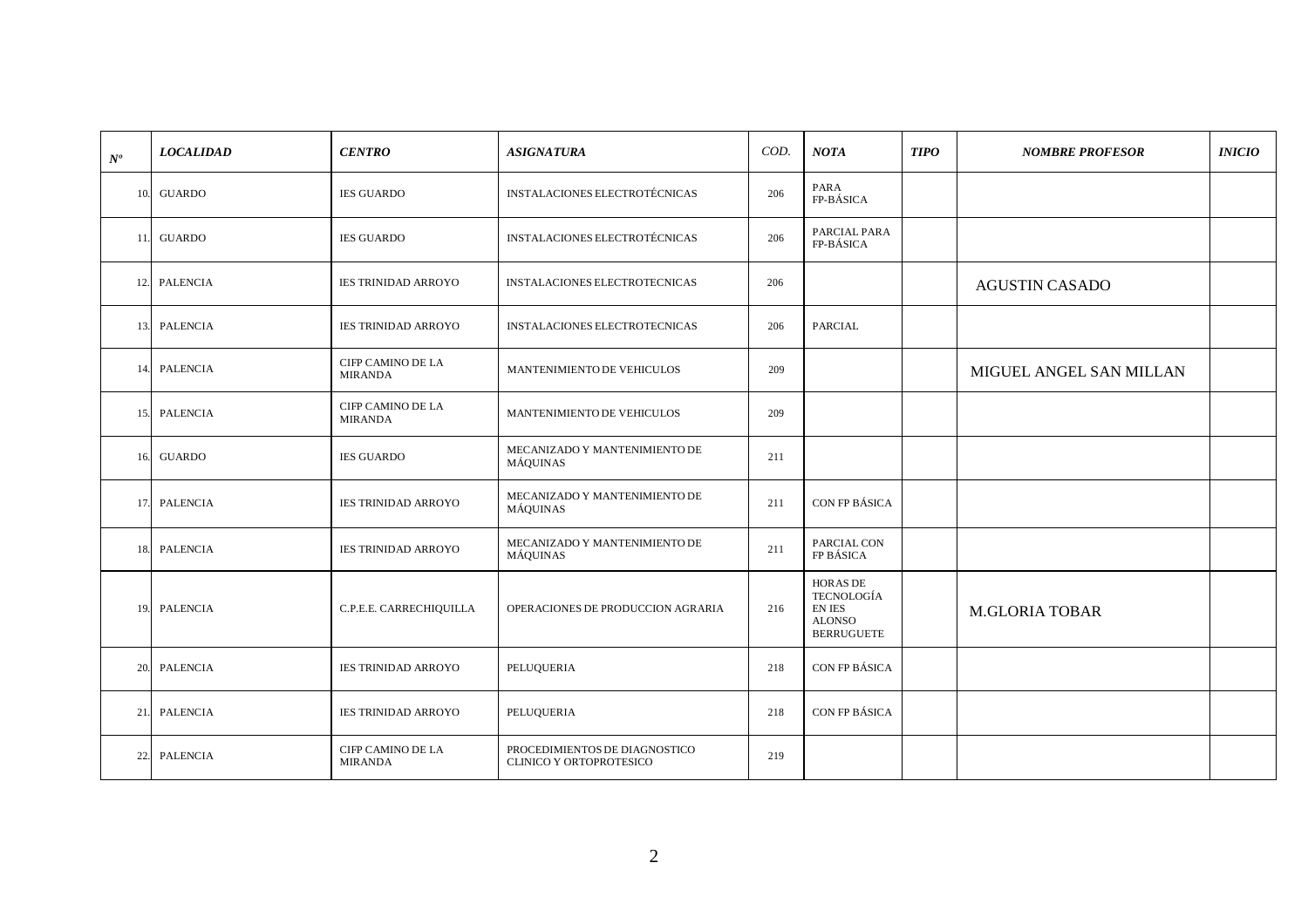| *Nº* | *LOCALIDAD* | *CENTRO* | *ASIGNATURA* | COD. | *NOTA* | *TIPO* | *NOMBRE PROFESOR* | *INICIO* |
|---|---|---|---|---|---|---|---|---|
| 10. | GUARDO | IES GUARDO | INSTALACIONES ELECTROTÉCNICAS | 206 | PARA FP-BÁSICA | | | |
| 11. | GUARDO | IES GUARDO | INSTALACIONES ELECTROTÉCNICAS | 206 | PARCIAL PARA FP-BÁSICA | | | |
| 12. | PALENCIA | IES TRINIDAD ARROYO | INSTALACIONES ELECTROTECNICAS | 206 | | | AGUSTIN CASADO | |
| 13. | PALENCIA | IES TRINIDAD ARROYO | INSTALACIONES ELECTROTECNICAS | 206 | PARCIAL | | | |
| 14. | PALENCIA | CIFP CAMINO DE LA MIRANDA | MANTENIMIENTO DE VEHICULOS | 209 | | | MIGUEL ANGEL SAN MILLAN | |
| 15. | PALENCIA | CIFP CAMINO DE LA MIRANDA | MANTENIMIENTO DE VEHICULOS | 209 | | | | |
| 16. | GUARDO | IES GUARDO | MECANIZADO Y MANTENIMIENTO DE MÁQUINAS | 211 | | | | |
| 17. | PALENCIA | IES TRINIDAD ARROYO | MECANIZADO Y MANTENIMIENTO DE MÁQUINAS | 211 | CON FP BÁSICA | | | |
| 18. | PALENCIA | IES TRINIDAD ARROYO | MECANIZADO Y MANTENIMIENTO DE MÁQUINAS | 211 | PARCIAL CON FP BÁSICA | | | |
| 19. | PALENCIA | C.P.E.E. CARRECHIQUILLA | OPERACIONES DE PRODUCCION AGRARIA | 216 | HORAS DE TECNOLOGÍA EN IES ALONSO BERRUGUETE | | M.GLORIA TOBAR | |
| 20. | PALENCIA | IES TRINIDAD ARROYO | PELUQUERIA | 218 | CON FP BÁSICA | | | |
| 21. | PALENCIA | IES TRINIDAD ARROYO | PELUQUERIA | 218 | CON FP BÁSICA | | | |
| 22. | PALENCIA | CIFP CAMINO DE LA MIRANDA | PROCEDIMIENTOS DE DIAGNOSTICO CLINICO Y ORTOPROTESICO | 219 | | | | |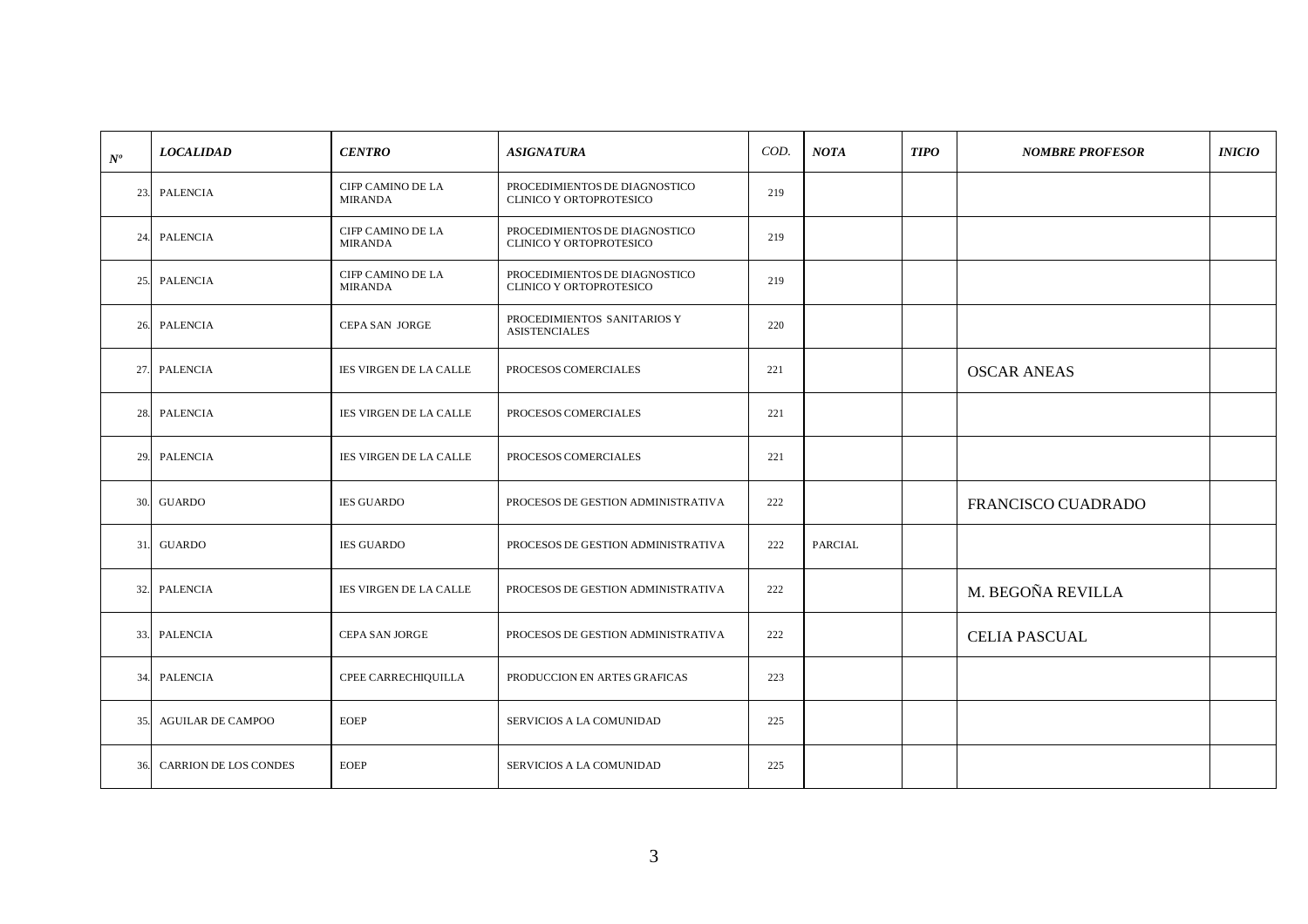| *Nº* | *LOCALIDAD* | *CENTRO* | *ASIGNATURA* | COD. | *NOTA* | *TIPO* | *NOMBRE PROFESOR* | *INICIO* |
|---|---|---|---|---|---|---|---|---|
| 23. | PALENCIA | CIFP CAMINO DE LA MIRANDA | PROCEDIMIENTOS DE DIAGNOSTICO CLINICO Y ORTOPROTESICO | 219 | | | | |
| 24. | PALENCIA | CIFP CAMINO DE LA MIRANDA | PROCEDIMIENTOS DE DIAGNOSTICO CLINICO Y ORTOPROTESICO | 219 | | | | |
| 25. | PALENCIA | CIFP CAMINO DE LA MIRANDA | PROCEDIMIENTOS DE DIAGNOSTICO CLINICO Y ORTOPROTESICO | 219 | | | | |
| 26. | PALENCIA | CEPA SAN JORGE | PROCEDIMIENTOS SANITARIOS Y ASISTENCIALES | 220 | | | | |
| 27. | PALENCIA | IES VIRGEN DE LA CALLE | PROCESOS COMERCIALES | 221 | | | OSCAR ANEAS | |
| 28. | PALENCIA | IES VIRGEN DE LA CALLE | PROCESOS COMERCIALES | 221 | | | | |
| 29. | PALENCIA | IES VIRGEN DE LA CALLE | PROCESOS COMERCIALES | 221 | | | | |
| 30. | GUARDO | IES GUARDO | PROCESOS DE GESTION ADMINISTRATIVA | 222 | | | FRANCISCO CUADRADO | |
| 31. | GUARDO | IES GUARDO | PROCESOS DE GESTION ADMINISTRATIVA | 222 | PARCIAL | | | |
| 32. | PALENCIA | IES VIRGEN DE LA CALLE | PROCESOS DE GESTION ADMINISTRATIVA | 222 | | | M. BEGOÑA REVILLA | |
| 33. | PALENCIA | CEPA SAN JORGE | PROCESOS DE GESTION ADMINISTRATIVA | 222 | | | CELIA PASCUAL | |
| 34. | PALENCIA | CPEE CARRECHIQUILLA | PRODUCCION EN ARTES GRAFICAS | 223 | | | | |
| 35. | AGUILAR DE CAMPOO | EOEP | SERVICIOS A LA COMUNIDAD | 225 | | | | |
| 36. | CARRION DE LOS CONDES | EOEP | SERVICIOS A LA COMUNIDAD | 225 | | | | |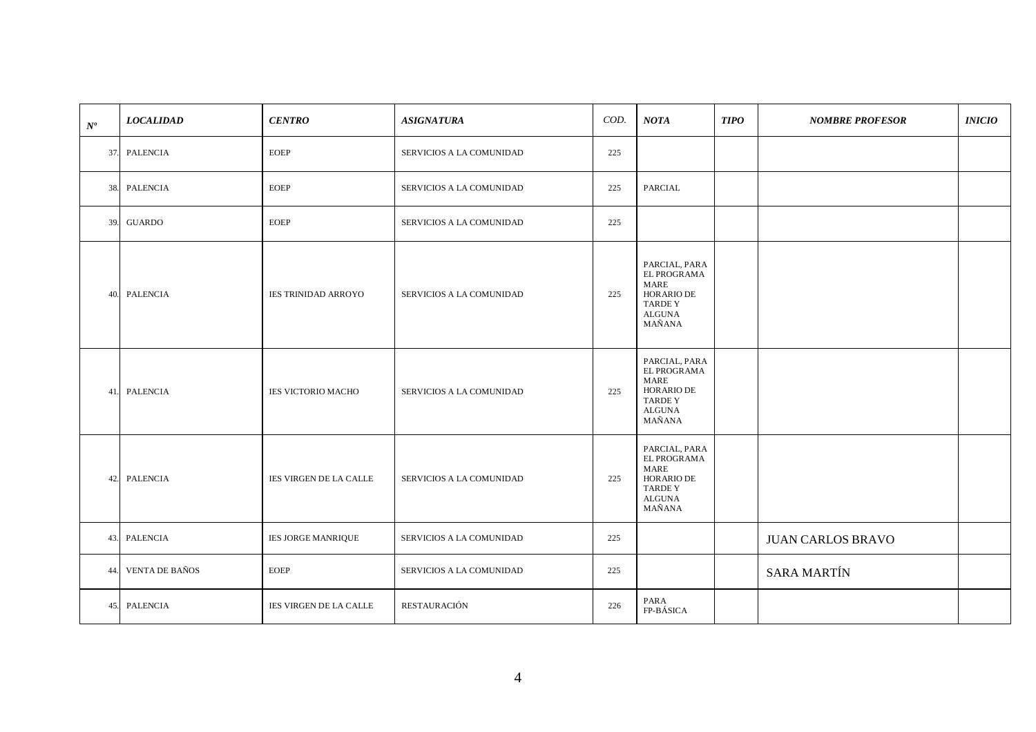| *Nº* | *LOCALIDAD* | *CENTRO* | *ASIGNATURA* | COD. | *NOTA* | *TIPO* | *NOMBRE PROFESOR* | *INICIO* |
|---|---|---|---|---|---|---|---|---|
| 37. | PALENCIA | EOEP | SERVICIOS A LA COMUNIDAD | 225 | | | | |
| 38. | PALENCIA | EOEP | SERVICIOS A LA COMUNIDAD | 225 | PARCIAL | | | |
| 39. | GUARDO | EOEP | SERVICIOS A LA COMUNIDAD | 225 | | | | |
| 40. | PALENCIA | IES TRINIDAD ARROYO | SERVICIOS A LA COMUNIDAD | 225 | PARCIAL, PARA EL PROGRAMA MARE HORARIO DE TARDE Y ALGUNA MAÑANA | | | |
| 41. | PALENCIA | IES VICTORIO MACHO | SERVICIOS A LA COMUNIDAD | 225 | PARCIAL, PARA EL PROGRAMA MARE HORARIO DE TARDE Y ALGUNA MAÑANA | | | |
| 42. | PALENCIA | IES VIRGEN DE LA CALLE | SERVICIOS A LA COMUNIDAD | 225 | PARCIAL, PARA EL PROGRAMA MARE HORARIO DE TARDE Y ALGUNA MAÑANA | | | |
| 43. | PALENCIA | IES JORGE MANRIQUE | SERVICIOS A LA COMUNIDAD | 225 | | | JUAN CARLOS BRAVO | |
| 44. | VENTA DE BAÑOS | EOEP | SERVICIOS A LA COMUNIDAD | 225 | | | SARA MARTÍN | |
| 45. | PALENCIA | IES VIRGEN DE LA CALLE | RESTAURACIÓN | 226 | PARA FP-BÁSICA | | | |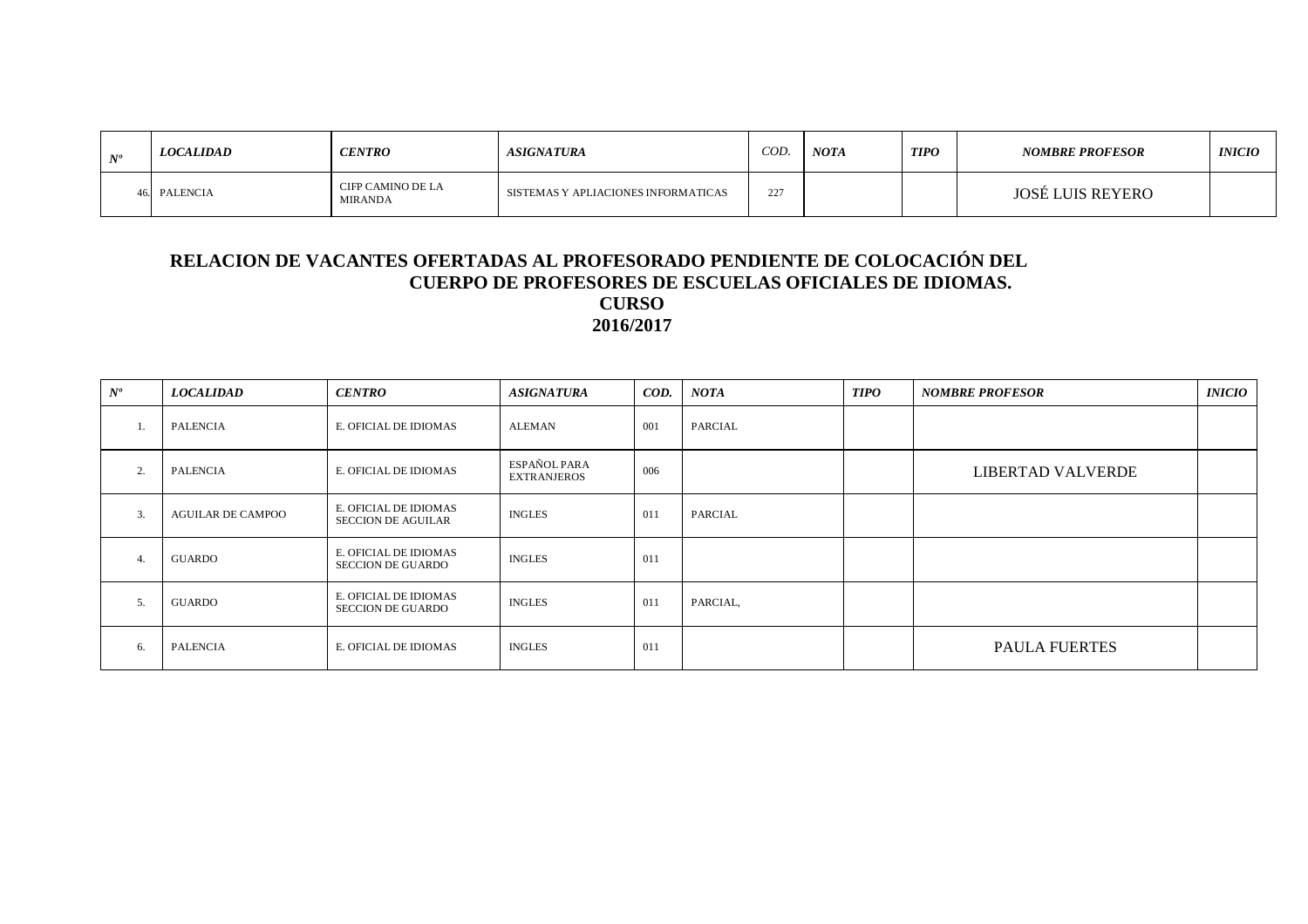| Nº | LOCALIDAD | CENTRO | ASIGNATURA | COD. | NOTA | TIPO | NOMBRE PROFESOR | INICIO |
|---|---|---|---|---|---|---|---|---|
| 46. | PALENCIA | CIFP CAMINO DE LA MIRANDA | SISTEMAS Y APLIACIONES INFORMATICAS | 227 | | | JOSÉ LUIS REYERO | |

## RELACION DE VACANTES OFERTADAS AL PROFESORADO PENDIENTE DE COLOCACIÓN DEL CUERPO DE PROFESORES DE ESCUELAS OFICIALES DE IDIOMAS. CURSO 2016/2017

| Nº | LOCALIDAD | CENTRO | ASIGNATURA | COD. | NOTA | TIPO | NOMBRE PROFESOR | INICIO |
|---|---|---|---|---|---|---|---|---|
| 1. | PALENCIA | E. OFICIAL DE IDIOMAS | ALEMAN | 001 | PARCIAL | | | |
| 2. | PALENCIA | E. OFICIAL DE IDIOMAS | ESPAÑOL PARA EXTRANJEROS | 006 | | | LIBERTAD VALVERDE | |
| 3. | AGUILAR DE CAMPOO | E. OFICIAL DE IDIOMAS SECCION DE AGUILAR | INGLES | 011 | PARCIAL | | | |
| 4. | GUARDO | E. OFICIAL DE IDIOMAS SECCION DE GUARDO | INGLES | 011 | | | | |
| 5. | GUARDO | E. OFICIAL DE IDIOMAS SECCION DE GUARDO | INGLES | 011 | PARCIAL, | | | |
| 6. | PALENCIA | E. OFICIAL DE IDIOMAS | INGLES | 011 | | | PAULA FUERTES | |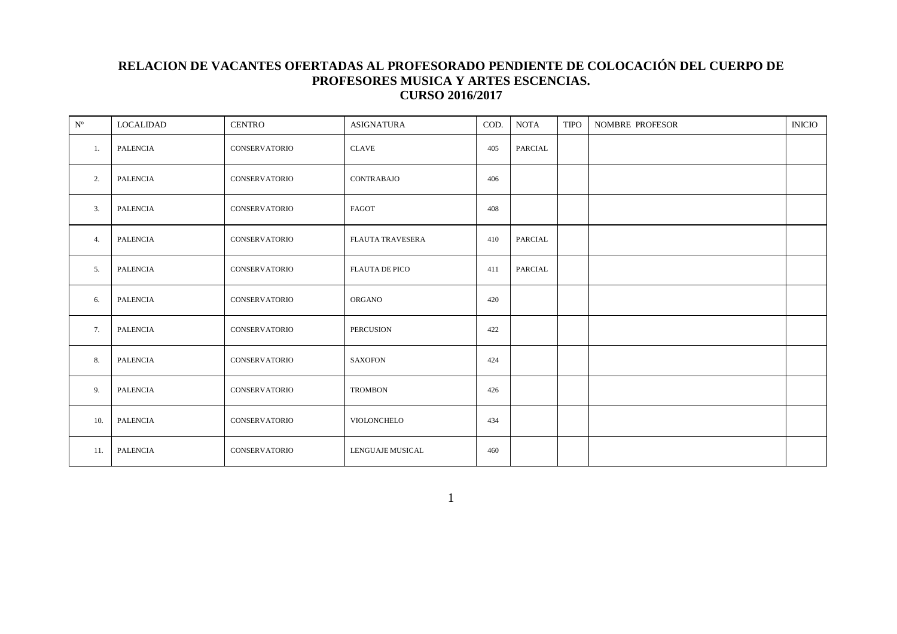**RELACION DE VACANTES OFERTADAS AL PROFESORADO PENDIENTE DE COLOCACIÓN DEL CUERPO DE PROFESORES MUSICA Y ARTES ESCENCIAS.**
**CURSO 2016/2017**

| Nº | LOCALIDAD | CENTRO | ASIGNATURA | COD. | NOTA | TIPO | NOMBRE PROFESOR | INICIO |
|---|---|---|---|---|---|---|---|---|
| 1. | PALENCIA | CONSERVATORIO | CLAVE | 405 | PARCIAL | | | |
| 2. | PALENCIA | CONSERVATORIO | CONTRABAJO | 406 | | | | |
| 3. | PALENCIA | CONSERVATORIO | FAGOT | 408 | | | | |
| 4. | PALENCIA | CONSERVATORIO | FLAUTA TRAVESERA | 410 | PARCIAL | | | |
| 5. | PALENCIA | CONSERVATORIO | FLAUTA DE PICO | 411 | PARCIAL | | | |
| 6. | PALENCIA | CONSERVATORIO | ORGANO | 420 | | | | |
| 7. | PALENCIA | CONSERVATORIO | PERCUSION | 422 | | | | |
| 8. | PALENCIA | CONSERVATORIO | SAXOFON | 424 | | | | |
| 9. | PALENCIA | CONSERVATORIO | TROMBON | 426 | | | | |
| 10. | PALENCIA | CONSERVATORIO | VIOLONCHELO | 434 | | | | |
| 11. | PALENCIA | CONSERVATORIO | LENGUAJE MUSICAL | 460 | | | | |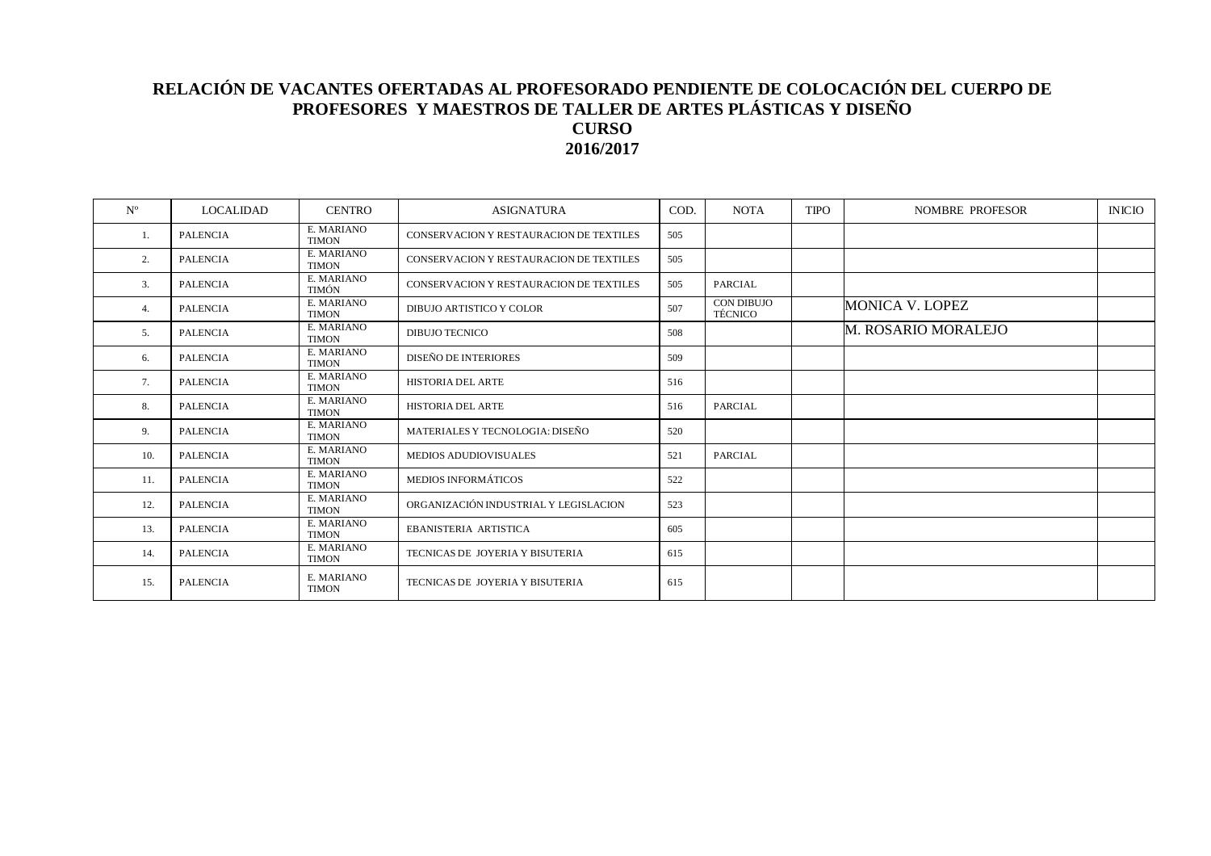# RELACIÓN DE VACANTES OFERTADAS AL PROFESORADO PENDIENTE DE COLOCACIÓN DEL CUERPO DE PROFESORES Y MAESTROS DE TALLER DE ARTES PLÁSTICAS Y DISEÑO

## CURSO 2016/2017

| Nº | LOCALIDAD | CENTRO | ASIGNATURA | COD. | NOTA | TIPO | NOMBRE PROFESOR | INICIO |
|---|---|---|---|---|---|---|---|---|
| 1. | PALENCIA | E. MARIANO TIMON | CONSERVACION Y RESTAURACION DE TEXTILES | 505 | | | | |
| 2. | PALENCIA | E. MARIANO TIMON | CONSERVACION Y RESTAURACION DE TEXTILES | 505 | | | | |
| 3. | PALENCIA | E. MARIANO TIMÓN | CONSERVACION Y RESTAURACION DE TEXTILES | 505 | PARCIAL | | | |
| 4. | PALENCIA | E. MARIANO TIMON | DIBUJO ARTISTICO Y COLOR | 507 | CON DIBUJO TÉCNICO | | MONICA V. LOPEZ | |
| 5. | PALENCIA | E. MARIANO TIMON | DIBUJO TECNICO | 508 | | | M. ROSARIO MORALEJO | |
| 6. | PALENCIA | E. MARIANO TIMON | DISEÑO DE INTERIORES | 509 | | | | |
| 7. | PALENCIA | E. MARIANO TIMON | HISTORIA DEL ARTE | 516 | | | | |
| 8. | PALENCIA | E. MARIANO TIMON | HISTORIA DEL ARTE | 516 | PARCIAL | | | |
| 9. | PALENCIA | E. MARIANO TIMON | MATERIALES Y TECNOLOGIA: DISEÑO | 520 | | | | |
| 10. | PALENCIA | E. MARIANO TIMON | MEDIOS ADUDIOVISUALES | 521 | PARCIAL | | | |
| 11. | PALENCIA | E. MARIANO TIMON | MEDIOS INFORMÁTICOS | 522 | | | | |
| 12. | PALENCIA | E. MARIANO TIMON | ORGANIZACIÓN INDUSTRIAL Y LEGISLACION | 523 | | | | |
| 13. | PALENCIA | E. MARIANO TIMON | EBANISTERIA ARTISTICA | 605 | | | | |
| 14. | PALENCIA | E. MARIANO TIMON | TECNICAS DE JOYERIA Y BISUTERIA | 615 | | | | |
| 15. | PALENCIA | E. MARIANO TIMON | TECNICAS DE JOYERIA Y BISUTERIA | 615 | | | | |